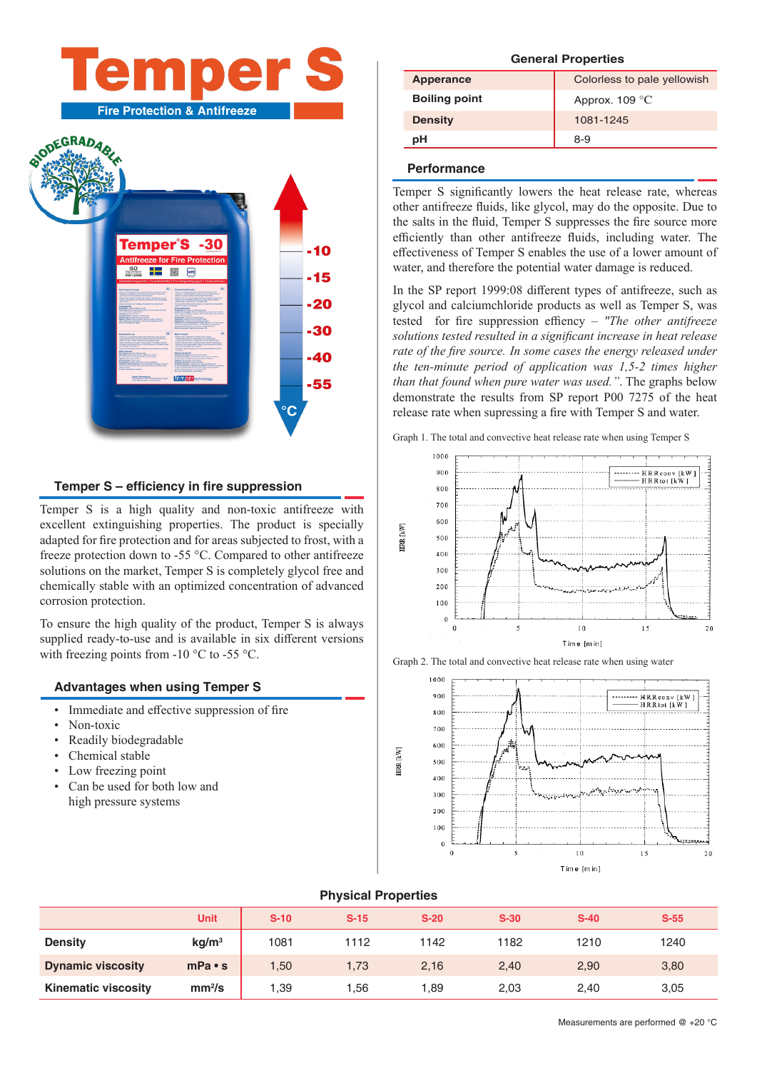# Temper S

Fire Protection & Antifreeze

## Temper S – efficiency in fire suppression

Temper S is a high quality and non-toxic antifreeze with excellent extinguishing properties. The product is specially adapted for fire protection and for areas subjected to frost, with a freeze protection down to -55 °C. Compared to other antifreeze solutions on the market, Temper S is completely glycol free and chemically stable with an optimized concentration of advanced corrosion protection.

To ensure the high quality of the product, Temper S is always supplied ready-to-use and is available in six different versions with freezing points from -10 °C to -55 °C.

## Advantages when using Temper S

- Immediate and effective suppression of fire
- Non-toxic
- Readily biodegradable
- Chemical stable
- Low freezing point
- Can be used for both low and high pressure systems

## General Properties

| | |
|---|---|
| Apperance | Colorless to pale yellowish |
| Boiling point | Approx. 109 °C |
| Density | 1081-1245 |
| pH | 8-9 |

## Performance

Temper S significantly lowers the heat release rate, whereas other antifreeze fluids, like glycol, may do the opposite. Due to the salts in the fluid, Temper S suppresses the fire source more efficiently than other antifreeze fluids, including water. The effectiveness of Temper S enables the use of a lower amount of water, and therefore the potential water damage is reduced.

In the SP report 1999:08 different types of antifreeze, such as glycol and calciumchloride products as well as Temper S, was tested for fire suppression effiency – *"The other antifreeze solutions tested resulted in a significant increase in heat release rate of the fire source. In some cases the energy released under the ten-minute period of application was 1,5-2 times higher than that found when pure water was used."*. The graphs below demonstrate the results from SP report P00 7275 of the heat release rate when supressing a fire with Temper S and water.

Graph 1. The total and convective heat release rate when using Temper S

Graph 2. The total and convective heat release rate when using water

## Physical Properties

| | Unit | S-10 | S-15 | S-20 | S-30 | S-40 | S-55 |
|---|---|---|---|---|---|---|---|
| Density | kg/m³ | 1081 | 1112 | 1142 | 1182 | 1210 | 1240 |
| Dynamic viscosity | mPa • s | 1,50 | 1,73 | 2,16 | 2,40 | 2,90 | 3,80 |
| Kinematic viscosity | mm²/s | 1,39 | 1,56 | 1,89 | 2,03 | 2,40 | 3,05 |

Measurements are performed @ +20 °C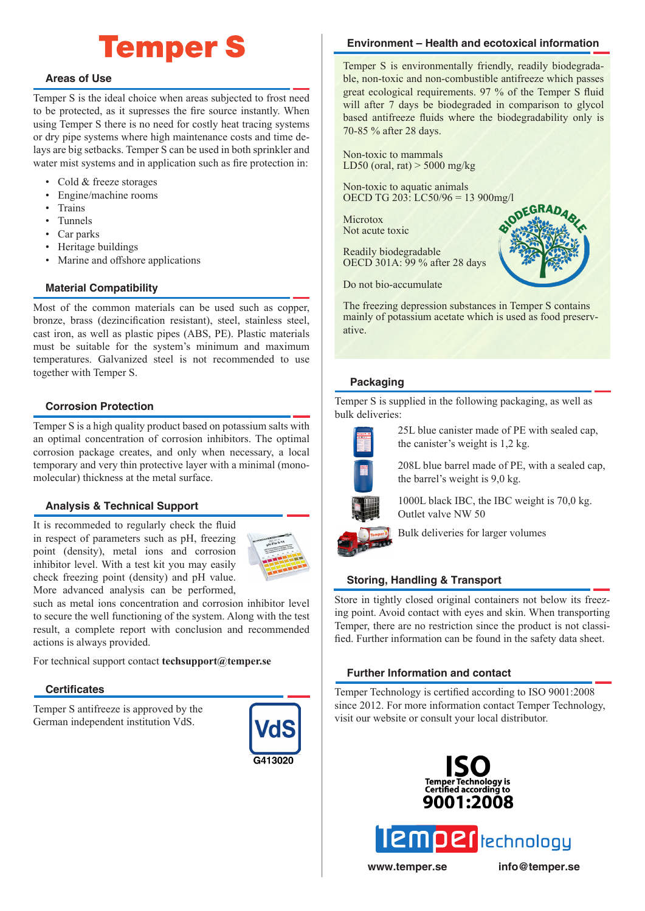# Temper S

## Areas of Use

Temper S is the ideal choice when areas subjected to frost need to be protected, as it supresses the fire source instantly. When using Temper S there is no need for costly heat tracing systems or dry pipe systems where high maintenance costs and time delays are big setbacks. Temper S can be used in both sprinkler and water mist systems and in application such as fire protection in:

- Cold & freeze storages
- Engine/machine rooms
- Trains
- Tunnels
- Car parks
- Heritage buildings
- Marine and offshore applications

## Material Compatibility

Most of the common materials can be used such as copper, bronze, brass (dezincification resistant), steel, stainless steel, cast iron, as well as plastic pipes (ABS, PE). Plastic materials must be suitable for the system's minimum and maximum temperatures. Galvanized steel is not recommended to use together with Temper S.

## Corrosion Protection

Temper S is a high quality product based on potassium salts with an optimal concentration of corrosion inhibitors. The optimal corrosion package creates, and only when necessary, a local temporary and very thin protective layer with a minimal (monomolecular) thickness at the metal surface.

## Analysis & Technical Support

It is recommeded to regularly check the fluid in respect of parameters such as pH, freezing point (density), metal ions and corrosion inhibitor level. With a test kit you may easily check freezing point (density) and pH value. More advanced analysis can be performed, such as metal ions concentration and corrosion inhibitor level to secure the well functioning of the system. Along with the test result, a complete report with conclusion and recommended actions is always provided.

For technical support contact **techsupport@temper.se**

## Certificates

Temper S antifreeze is approved by the German independent institution VdS.

VdS
G413020

## Environment – Health and ecotoxical information

Temper S is environmentally friendly, readily biodegradable, non-toxic and non-combustible antifreeze which passes great ecological requirements. 97 % of the Temper S fluid will after 7 days be biodegraded in comparison to glycol based antifreeze fluids where the biodegradability only is 70-85 % after 28 days.

Non-toxic to mammals
LD50 (oral, rat) > 5000 mg/kg

Non-toxic to aquatic animals
OECD TG 203: LC50/96 = 13 900mg/l

Microtox
Not acute toxic

Readily biodegradable
OECD 301A: 99 % after 28 days

Do not bio-accumulate

The freezing depression substances in Temper S contains mainly of potassium acetate which is used as food preservative.

BIODEGRADABLE

## Packaging

Temper S is supplied in the following packaging, as well as bulk deliveries:

- 25L blue canister made of PE with sealed cap, the canister's weight is 1,2 kg.
- 208L blue barrel made of PE, with a sealed cap, the barrel's weight is 9,0 kg.
- 1000L black IBC, the IBC weight is 70,0 kg. Outlet valve NW 50
- Bulk deliveries for larger volumes

## Storing, Handling & Transport

Store in tightly closed original containers not below its freezing point. Avoid contact with eyes and skin. When transporting Temper, there are no restriction since the product is not classified. Further information can be found in the safety data sheet.

## Further Information and contact

Temper Technology is certified according to ISO 9001:2008 since 2012. For more information contact Temper Technology, visit our website or consult your local distributor.

ISO
Temper Technology is Certified according to
9001:2008

temper technology

**www.temper.se** **info@temper.se**